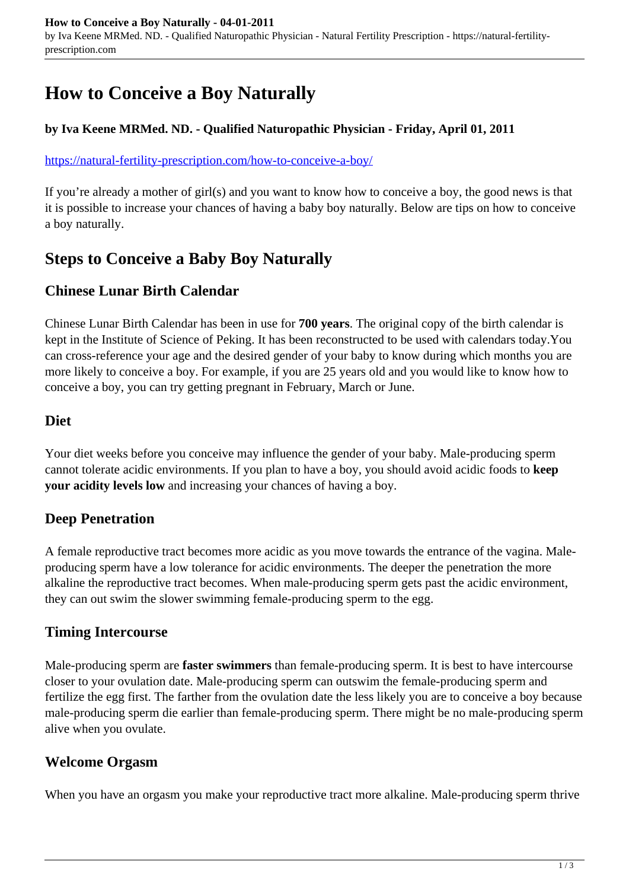# How to Conceive a Boy Naturally

**by Iva Keene MRMed. ND. - Qualified Naturopathic Physician - Friday, April 01, 2011**

https://natural-fertility-prescription.com/how-to-conceive-a-boy/

If you're already a mother of girl(s) and you want to know how to conceive a boy, the good news is that it is possible to increase your chances of having a baby boy naturally. Below are tips on how to conceive a boy naturally.

## Steps to Conceive a Baby Boy Naturally

### Chinese Lunar Birth Calendar

Chinese Lunar Birth Calendar has been in use for **700 years**. The original copy of the birth calendar is kept in the Institute of Science of Peking. It has been reconstructed to be used with calendars today.You can cross-reference your age and the desired gender of your baby to know during which months you are more likely to conceive a boy. For example, if you are 25 years old and you would like to know how to conceive a boy, you can try getting pregnant in February, March or June.

### Diet

Your diet weeks before you conceive may influence the gender of your baby. Male-producing sperm cannot tolerate acidic environments. If you plan to have a boy, you should avoid acidic foods to **keep your acidity levels low** and increasing your chances of having a boy.

### Deep Penetration

A female reproductive tract becomes more acidic as you move towards the entrance of the vagina. Male-producing sperm have a low tolerance for acidic environments. The deeper the penetration the more alkaline the reproductive tract becomes. When male-producing sperm gets past the acidic environment, they can out swim the slower swimming female-producing sperm to the egg.

### Timing Intercourse

Male-producing sperm are **faster swimmers** than female-producing sperm. It is best to have intercourse closer to your ovulation date. Male-producing sperm can outswim the female-producing sperm and fertilize the egg first. The farther from the ovulation date the less likely you are to conceive a boy because male-producing sperm die earlier than female-producing sperm. There might be no male-producing sperm alive when you ovulate.

### Welcome Orgasm

When you have an orgasm you make your reproductive tract more alkaline. Male-producing sperm thrive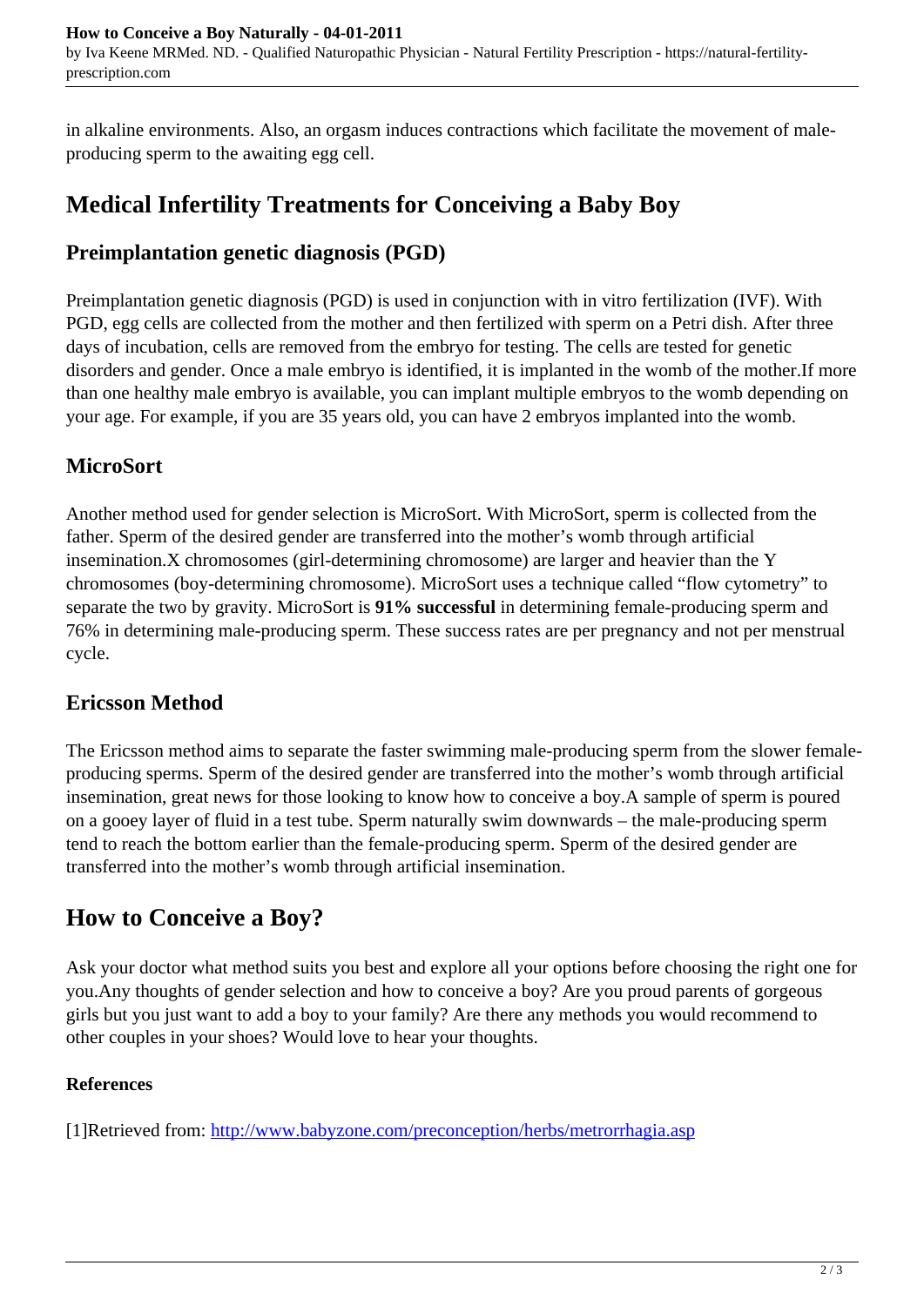in alkaline environments. Also, an orgasm induces contractions which facilitate the movement of male-producing sperm to the awaiting egg cell.

## Medical Infertility Treatments for Conceiving a Baby Boy

### Preimplantation genetic diagnosis (PGD)

Preimplantation genetic diagnosis (PGD) is used in conjunction with in vitro fertilization (IVF). With PGD, egg cells are collected from the mother and then fertilized with sperm on a Petri dish. After three days of incubation, cells are removed from the embryo for testing. The cells are tested for genetic disorders and gender. Once a male embryo is identified, it is implanted in the womb of the mother.If more than one healthy male embryo is available, you can implant multiple embryos to the womb depending on your age. For example, if you are 35 years old, you can have 2 embryos implanted into the womb.

### MicroSort

Another method used for gender selection is MicroSort. With MicroSort, sperm is collected from the father. Sperm of the desired gender are transferred into the mother's womb through artificial insemination.X chromosomes (girl-determining chromosome) are larger and heavier than the Y chromosomes (boy-determining chromosome). MicroSort uses a technique called "flow cytometry" to separate the two by gravity. MicroSort is **91% successful** in determining female-producing sperm and 76% in determining male-producing sperm. These success rates are per pregnancy and not per menstrual cycle.

### Ericsson Method

The Ericsson method aims to separate the faster swimming male-producing sperm from the slower female-producing sperms. Sperm of the desired gender are transferred into the mother's womb through artificial insemination, great news for those looking to know how to conceive a boy.A sample of sperm is poured on a gooey layer of fluid in a test tube. Sperm naturally swim downwards – the male-producing sperm tend to reach the bottom earlier than the female-producing sperm. Sperm of the desired gender are transferred into the mother's womb through artificial insemination.

## How to Conceive a Boy?

Ask your doctor what method suits you best and explore all your options before choosing the right one for you.Any thoughts of gender selection and how to conceive a boy? Are you proud parents of gorgeous girls but you just want to add a boy to your family? Are there any methods you would recommend to other couples in your shoes? Would love to hear your thoughts.

#### References

[1]Retrieved from: [http://www.babyzone.com/preconception/herbs/metrorrhagia.asp](http://www.babyzone.com/preconception/herbs/metrorrhagia.asp)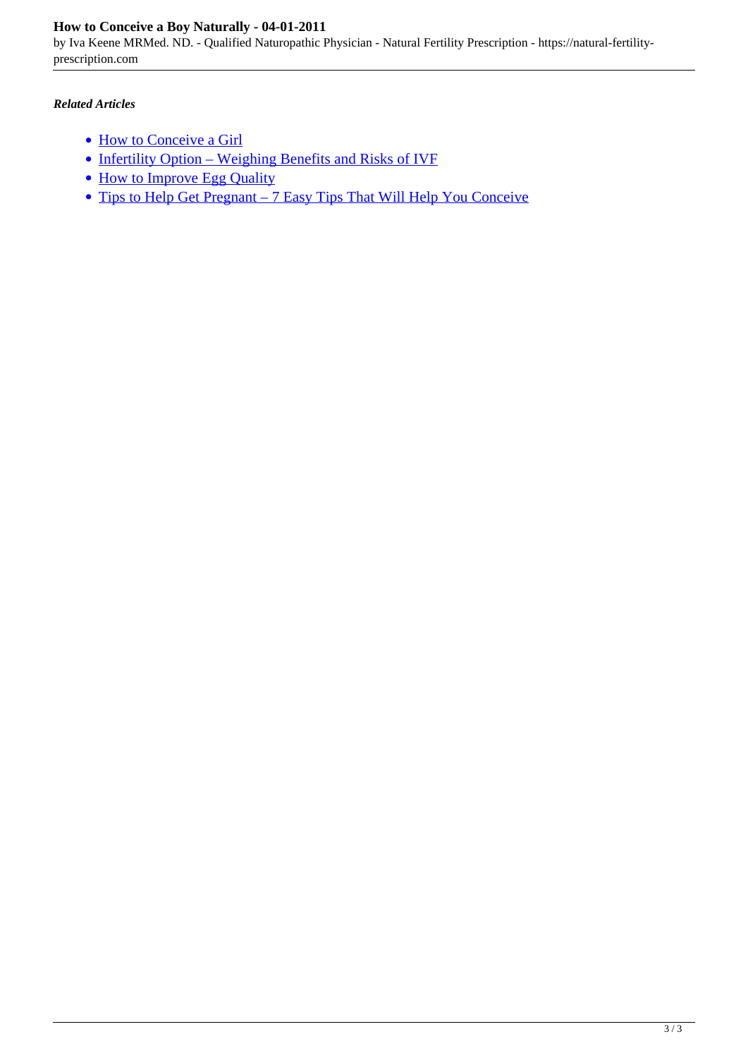***Related Articles***

- [How to Conceive a Girl]
- [Infertility Option – Weighing Benefits and Risks of IVF]
- [How to Improve Egg Quality]
- [Tips to Help Get Pregnant – 7 Easy Tips That Will Help You Conceive]